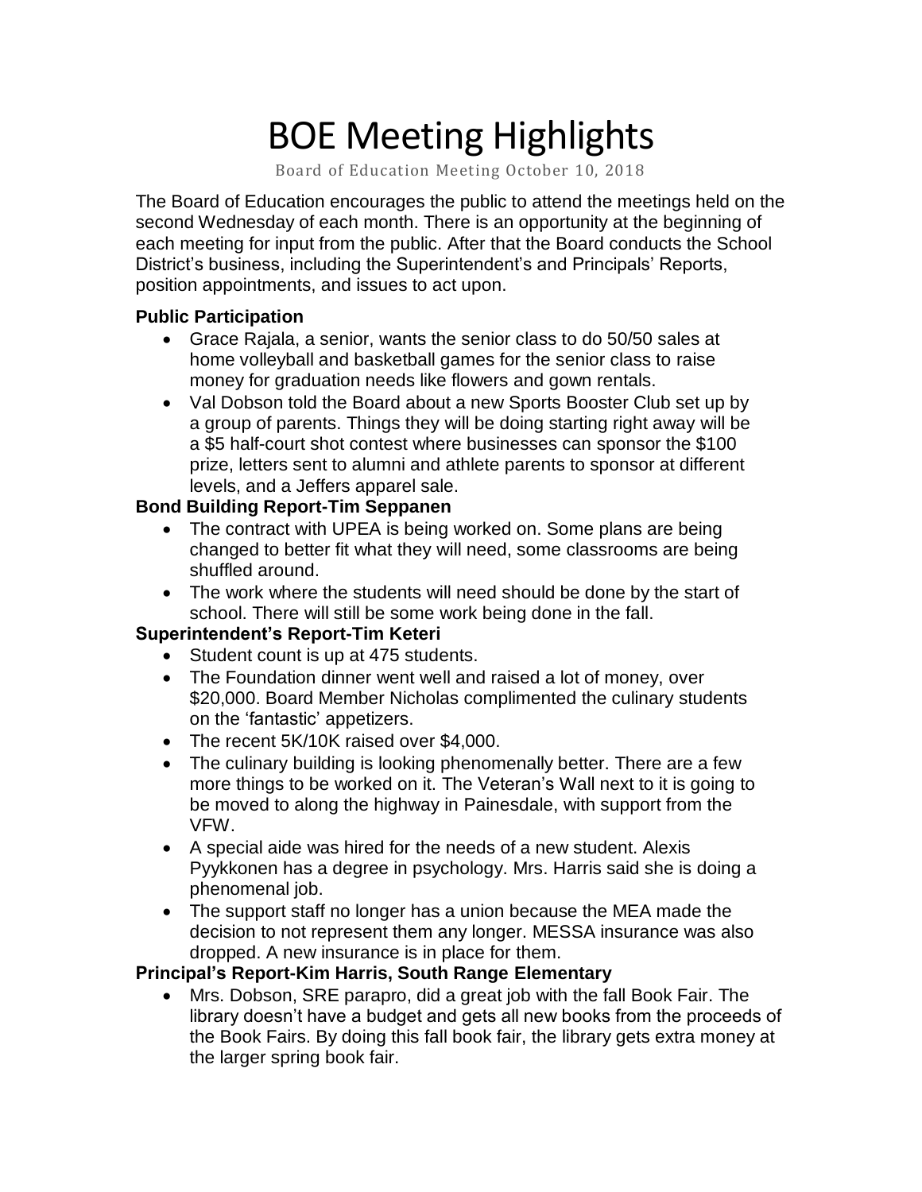# BOE Meeting Highlights

Board of Education Meeting October 10, 2018

The Board of Education encourages the public to attend the meetings held on the second Wednesday of each month. There is an opportunity at the beginning of each meeting for input from the public. After that the Board conducts the School District's business, including the Superintendent's and Principals' Reports, position appointments, and issues to act upon.

**Public Participation**

- Grace Rajala, a senior, wants the senior class to do 50/50 sales at home volleyball and basketball games for the senior class to raise money for graduation needs like flowers and gown rentals.
- Val Dobson told the Board about a new Sports Booster Club set up by a group of parents. Things they will be doing starting right away will be a $5 half-court shot contest where businesses can sponsor the $100 prize, letters sent to alumni and athlete parents to sponsor at different levels, and a Jeffers apparel sale.

**Bond Building Report-Tim Seppanen**

- The contract with UPEA is being worked on. Some plans are being changed to better fit what they will need, some classrooms are being shuffled around.
- The work where the students will need should be done by the start of school. There will still be some work being done in the fall.

**Superintendent's Report-Tim Keteri**

- Student count is up at 475 students.
- The Foundation dinner went well and raised a lot of money, over $20,000. Board Member Nicholas complimented the culinary students on the 'fantastic' appetizers.
- The recent 5K/10K raised over $4,000.
- The culinary building is looking phenomenally better. There are a few more things to be worked on it. The Veteran's Wall next to it is going to be moved to along the highway in Painesdale, with support from the VFW.
- A special aide was hired for the needs of a new student. Alexis Pyykkonen has a degree in psychology. Mrs. Harris said she is doing a phenomenal job.
- The support staff no longer has a union because the MEA made the decision to not represent them any longer. MESSA insurance was also dropped. A new insurance is in place for them.

**Principal's Report-Kim Harris, South Range Elementary**

- Mrs. Dobson, SRE parapro, did a great job with the fall Book Fair. The library doesn't have a budget and gets all new books from the proceeds of the Book Fairs. By doing this fall book fair, the library gets extra money at the larger spring book fair.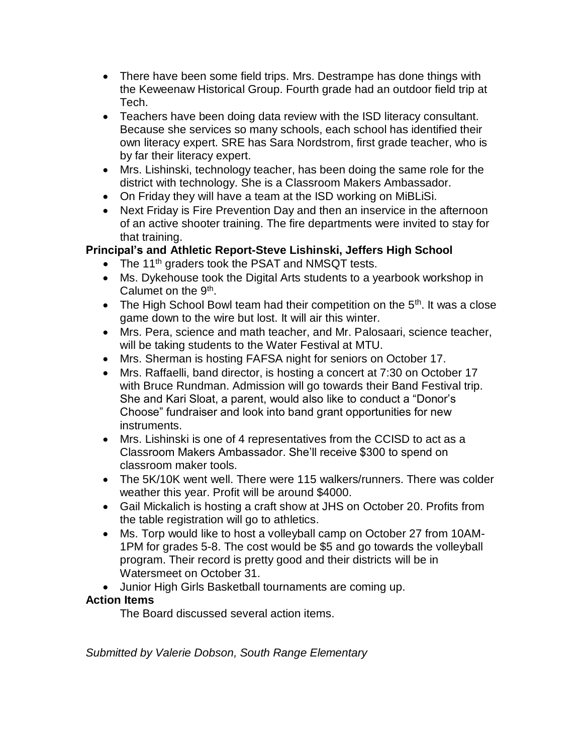- There have been some field trips. Mrs. Destrampe has done things with the Keweenaw Historical Group. Fourth grade had an outdoor field trip at Tech.
- Teachers have been doing data review with the ISD literacy consultant. Because she services so many schools, each school has identified their own literacy expert. SRE has Sara Nordstrom, first grade teacher, who is by far their literacy expert.
- Mrs. Lishinski, technology teacher, has been doing the same role for the district with technology. She is a Classroom Makers Ambassador.
- On Friday they will have a team at the ISD working on MiBLiSi.
- Next Friday is Fire Prevention Day and then an inservice in the afternoon of an active shooter training. The fire departments were invited to stay for that training.

**Principal's and Athletic Report-Steve Lishinski, Jeffers High School**

- The 11th graders took the PSAT and NMSQT tests.
- Ms. Dykehouse took the Digital Arts students to a yearbook workshop in Calumet on the 9th.
- The High School Bowl team had their competition on the 5th. It was a close game down to the wire but lost. It will air this winter.
- Mrs. Pera, science and math teacher, and Mr. Palosaari, science teacher, will be taking students to the Water Festival at MTU.
- Mrs. Sherman is hosting FAFSA night for seniors on October 17.
- Mrs. Raffaelli, band director, is hosting a concert at 7:30 on October 17 with Bruce Rundman. Admission will go towards their Band Festival trip. She and Kari Sloat, a parent, would also like to conduct a "Donor's Choose" fundraiser and look into band grant opportunities for new instruments.
- Mrs. Lishinski is one of 4 representatives from the CCISD to act as a Classroom Makers Ambassador. She'll receive $300 to spend on classroom maker tools.
- The 5K/10K went well. There were 115 walkers/runners. There was colder weather this year. Profit will be around $4000.
- Gail Mickalich is hosting a craft show at JHS on October 20. Profits from the table registration will go to athletics.
- Ms. Torp would like to host a volleyball camp on October 27 from 10AM-1PM for grades 5-8. The cost would be $5 and go towards the volleyball program. Their record is pretty good and their districts will be in Watersmeet on October 31.
- Junior High Girls Basketball tournaments are coming up.

**Action Items**

The Board discussed several action items.

*Submitted by Valerie Dobson, South Range Elementary*